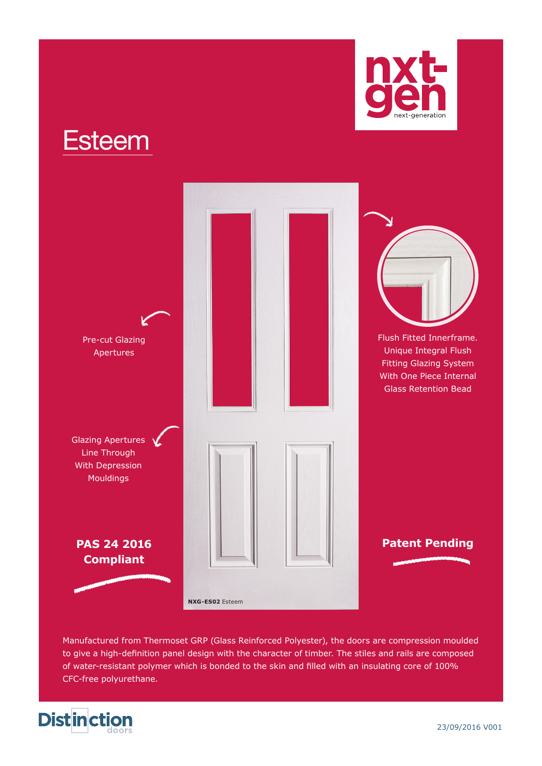nxt-gen
next-generation

# Esteem

Pre-cut Glazing Apertures

Glazing Apertures Line Through With Depression Mouldings

**PAS 24 2016 Compliant**

**NXG-ES02** Esteem

Flush Fitted Innerframe. Unique Integral Flush Fitting Glazing System With One Piece Internal Glass Retention Bead

**Patent Pending**

Manufactured from Thermoset GRP (Glass Reinforced Polyester), the doors are compression moulded to give a high-definition panel design with the character of timber. The stiles and rails are composed of water-resistant polymer which is bonded to the skin and filled with an insulating core of 100% CFC-free polyurethane.

Distinction doors

23/09/2016 V001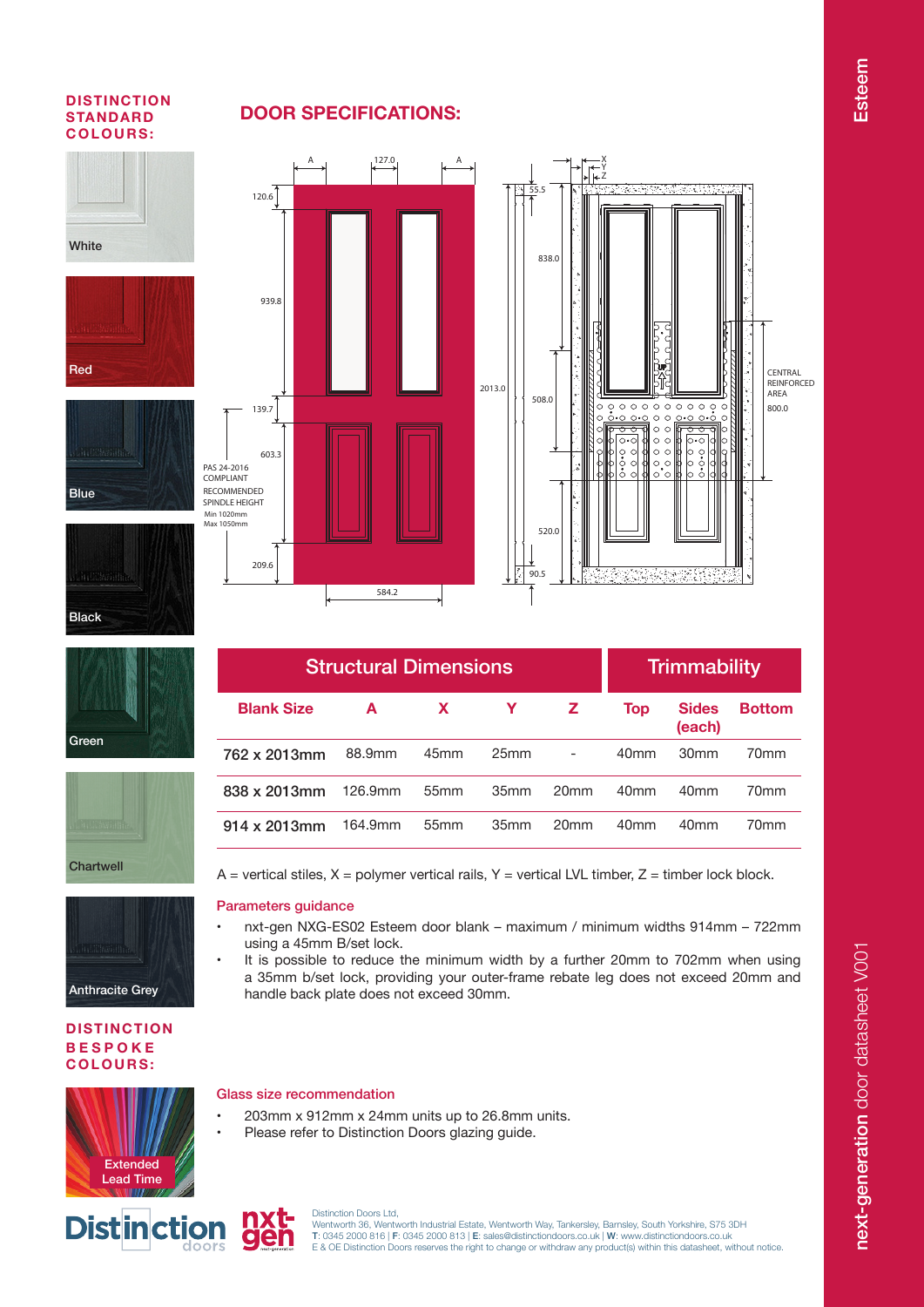**DISTINCTION STANDARD COLOURS:**

White

Red

Blue

Black

Green

Chartwell

Anthracite Grey

**DISTINCTION BESPOKE COLOURS:**

Extended Lead Time

## DOOR SPECIFICATIONS:

A
127.0
A
120.6
939.8
139.7
603.3
PAS 24-2016 COMPLIANT
RECOMMENDED SPINDLE HEIGHT
Min 1020mm
Max 1050mm
209.6
584.2
55.5
838.0
2013.0
508.0
520.0
90.5
X
Y
Z
CENTRAL REINFORCED AREA
800.0

| Structural Dimensions | | | | | Trimmability | | |
|---|---|---|---|---|---|---|---|
| **Blank Size** | **A** | **X** | **Y** | **Z** | **Top** | **Sides (each)** | **Bottom** |
| 762 x 2013mm | 88.9mm | 45mm | 25mm | - | 40mm | 30mm | 70mm |
| 838 x 2013mm | 126.9mm | 55mm | 35mm | 20mm | 40mm | 40mm | 70mm |
| 914 x 2013mm | 164.9mm | 55mm | 35mm | 20mm | 40mm | 40mm | 70mm |

A = vertical stiles, X = polymer vertical rails, Y = vertical LVL timber, Z = timber lock block.

### Parameters guidance

- nxt-gen NXG-ES02 Esteem door blank – maximum / minimum widths 914mm – 722mm using a 45mm B/set lock.
- It is possible to reduce the minimum width by a further 20mm to 702mm when using a 35mm b/set lock, providing your outer-frame rebate leg does not exceed 20mm and handle back plate does not exceed 30mm.

### Glass size recommendation

- 203mm x 912mm x 24mm units up to 26.8mm units.
- Please refer to Distinction Doors glazing guide.

Distinction Doors Ltd,
Wentworth 36, Wentworth Industrial Estate, Wentworth Way, Tankersley, Barnsley, South Yorkshire, S75 3DH
**T**: 0345 2000 816 | **F**: 0345 2000 813 | **E**: sales@distinctiondoors.co.uk | **W**: www.distinctiondoors.co.uk
E & OE Distinction Doors reserves the right to change or withdraw any product(s) within this datasheet, without notice.